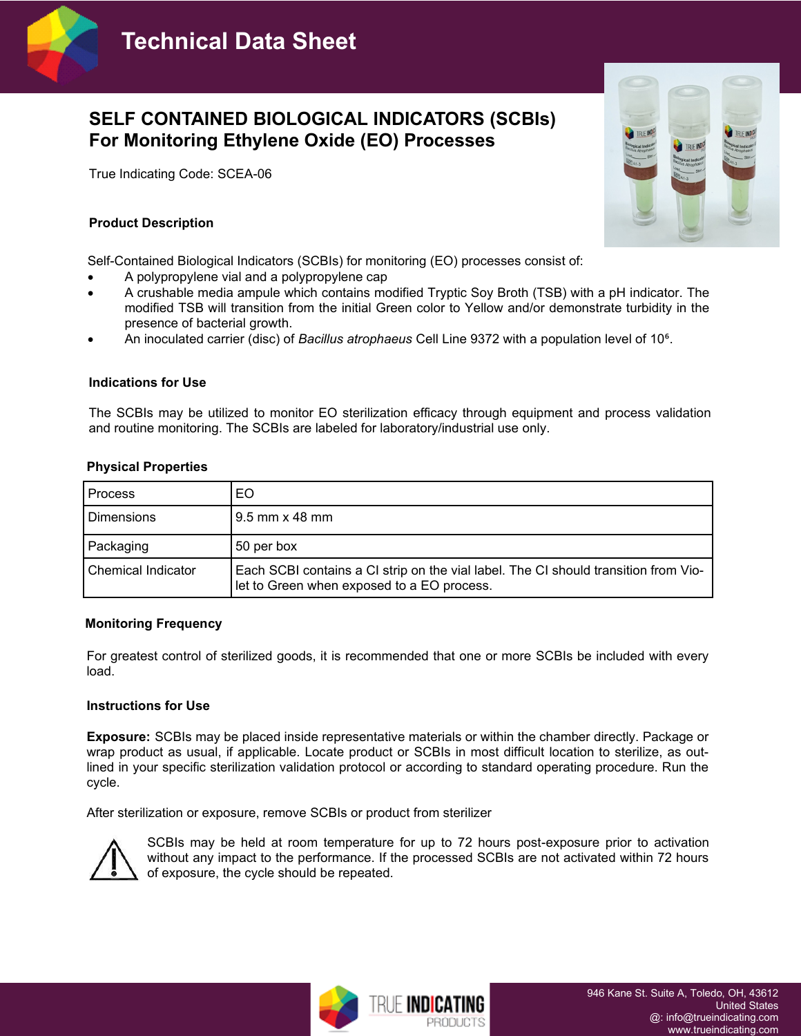# Technical Data Sheet

## SELF CONTAINED BIOLOGICAL INDICATORS (SCBIs) For Monitoring Ethylene Oxide (EO) Processes

True Indicating Code: SCEA-06

### Product Description

Self-Contained Biological Indicators (SCBIs) for monitoring (EO) processes consist of:

- A polypropylene vial and a polypropylene cap
- A crushable media ampule which contains modified Tryptic Soy Broth (TSB) with a pH indicator. The modified TSB will transition from the initial Green color to Yellow and/or demonstrate turbidity in the presence of bacterial growth.
- An inoculated carrier (disc) of *Bacillus atrophaeus* Cell Line 9372 with a population level of $10^6$.

### Indications for Use

The SCBIs may be utilized to monitor EO sterilization efficacy through equipment and process validation and routine monitoring. The SCBIs are labeled for laboratory/industrial use only.

### Physical Properties

| Process | EO |
|---|---|
| Dimensions | 9.5 mm x 48 mm |
| Packaging | 50 per box |
| Chemical Indicator | Each SCBI contains a CI strip on the vial label. The CI should transition from Violet to Green when exposed to a EO process. |

### Monitoring Frequency

For greatest control of sterilized goods, it is recommended that one or more SCBIs be included with every load.

### Instructions for Use

**Exposure:** SCBIs may be placed inside representative materials or within the chamber directly. Package or wrap product as usual, if applicable. Locate product or SCBIs in most difficult location to sterilize, as outlined in your specific sterilization validation protocol or according to standard operating procedure. Run the cycle.

After sterilization or exposure, remove SCBIs or product from sterilizer

⚠ SCBIs may be held at room temperature for up to 72 hours post-exposure prior to activation without any impact to the performance. If the processed SCBIs are not activated within 72 hours of exposure, the cycle should be repeated.

TRUE INDICATING PRODUCTS

946 Kane St. Suite A, Toledo, OH, 43612
United States
@: info@trueindicating.com
www.trueindicating.com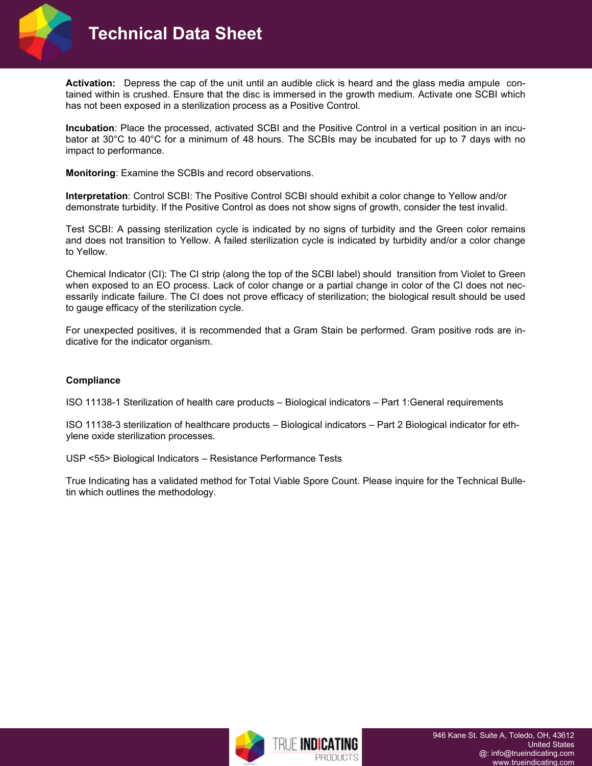**Activation:** Depress the cap of the unit until an audible click is heard and the glass media ampule contained within is crushed. Ensure that the disc is immersed in the growth medium. Activate one SCBI which has not been exposed in a sterilization process as a Positive Control.

**Incubation**: Place the processed, activated SCBI and the Positive Control in a vertical position in an incubator at 30°C to 40°C for a minimum of 48 hours. The SCBIs may be incubated for up to 7 days with no impact to performance.

**Monitoring**: Examine the SCBIs and record observations.

**Interpretation**: Control SCBI: The Positive Control SCBI should exhibit a color change to Yellow and/or demonstrate turbidity. If the Positive Control as does not show signs of growth, consider the test invalid.

Test SCBI: A passing sterilization cycle is indicated by no signs of turbidity and the Green color remains and does not transition to Yellow. A failed sterilization cycle is indicated by turbidity and/or a color change to Yellow.

Chemical Indicator (CI): The CI strip (along the top of the SCBI label) should transition from Violet to Green when exposed to an EO process. Lack of color change or a partial change in color of the CI does not necessarily indicate failure. The CI does not prove efficacy of sterilization; the biological result should be used to gauge efficacy of the sterilization cycle.

For unexpected positives, it is recommended that a Gram Stain be performed. Gram positive rods are indicative for the indicator organism.

**Compliance**

ISO 11138-1 Sterilization of health care products – Biological indicators – Part 1:General requirements

ISO 11138-3 sterilization of healthcare products – Biological indicators – Part 2 Biological indicator for ethylene oxide sterilization processes.

USP <55> Biological Indicators – Resistance Performance Tests

True Indicating has a validated method for Total Viable Spore Count. Please inquire for the Technical Bulletin which outlines the methodology.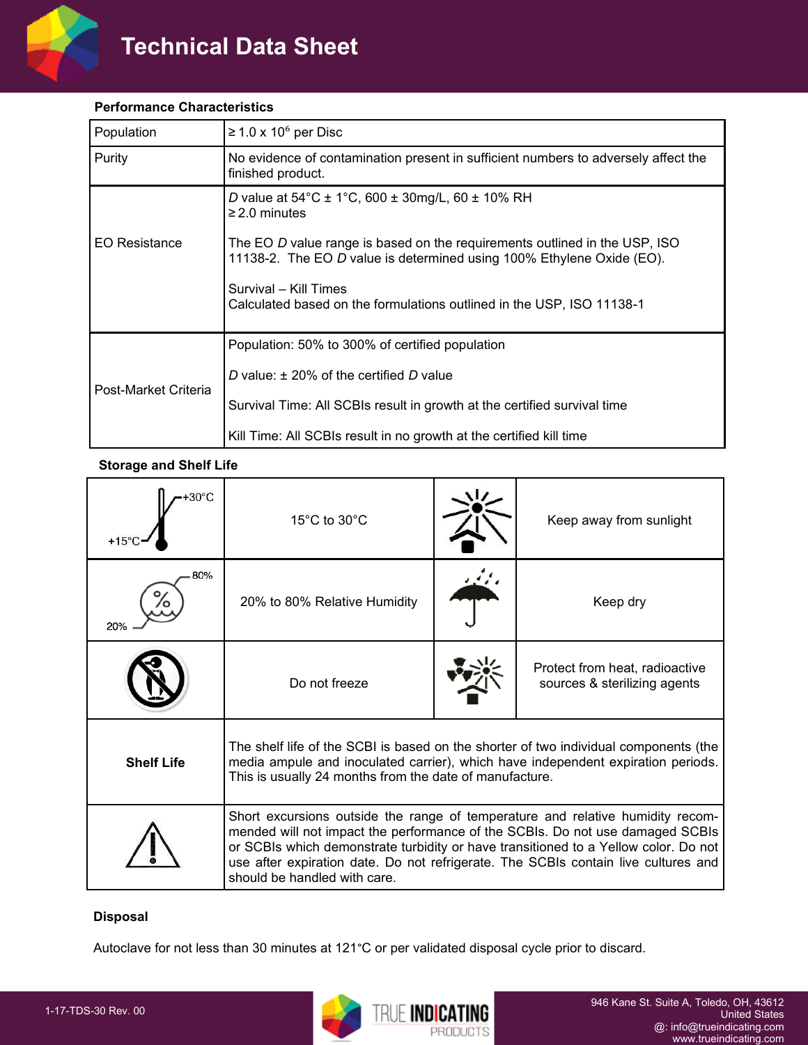### Performance Characteristics

| | |
|---|---|
| Population | ≥ 1.0 x $10^6$ per Disc |
| Purity | No evidence of contamination present in sufficient numbers to adversely affect the finished product. |
| EO Resistance | *D* value at 54°C ± 1°C, 600 ± 30mg/L, 60 ± 10% RH<br>≥ 2.0 minutes<br><br>The EO *D* value range is based on the requirements outlined in the USP, ISO 11138-2. The EO *D* value is determined using 100% Ethylene Oxide (EO).<br><br>Survival – Kill Times<br>Calculated based on the formulations outlined in the USP, ISO 11138-1 |
| Post-Market Criteria | Population: 50% to 300% of certified population<br><br>*D* value: ± 20% of the certified *D* value<br><br>Survival Time: All SCBIs result in growth at the certified survival time<br><br>Kill Time: All SCBIs result in no growth at the certified kill time |

### Storage and Shelf Life

| | | | |
|---|---|---|---|
| +30°C / +15°C | 15°C to 30°C | | Keep away from sunlight |
| 80% / 20% | 20% to 80% Relative Humidity | | Keep dry |
| | Do not freeze | | Protect from heat, radioactive sources & sterilizing agents |
| **Shelf Life** | The shelf life of the SCBI is based on the shorter of two individual components (the media ampule and inoculated carrier), which have independent expiration periods. This is usually 24 months from the date of manufacture. | | |
| | Short excursions outside the range of temperature and relative humidity recommended will not impact the performance of the SCBIs. Do not use damaged SCBIs or SCBIs which demonstrate turbidity or have transitioned to a Yellow color. Do not use after expiration date. Do not refrigerate. The SCBIs contain live cultures and should be handled with care. | | |

### Disposal

Autoclave for not less than 30 minutes at 121°C or per validated disposal cycle prior to discard.